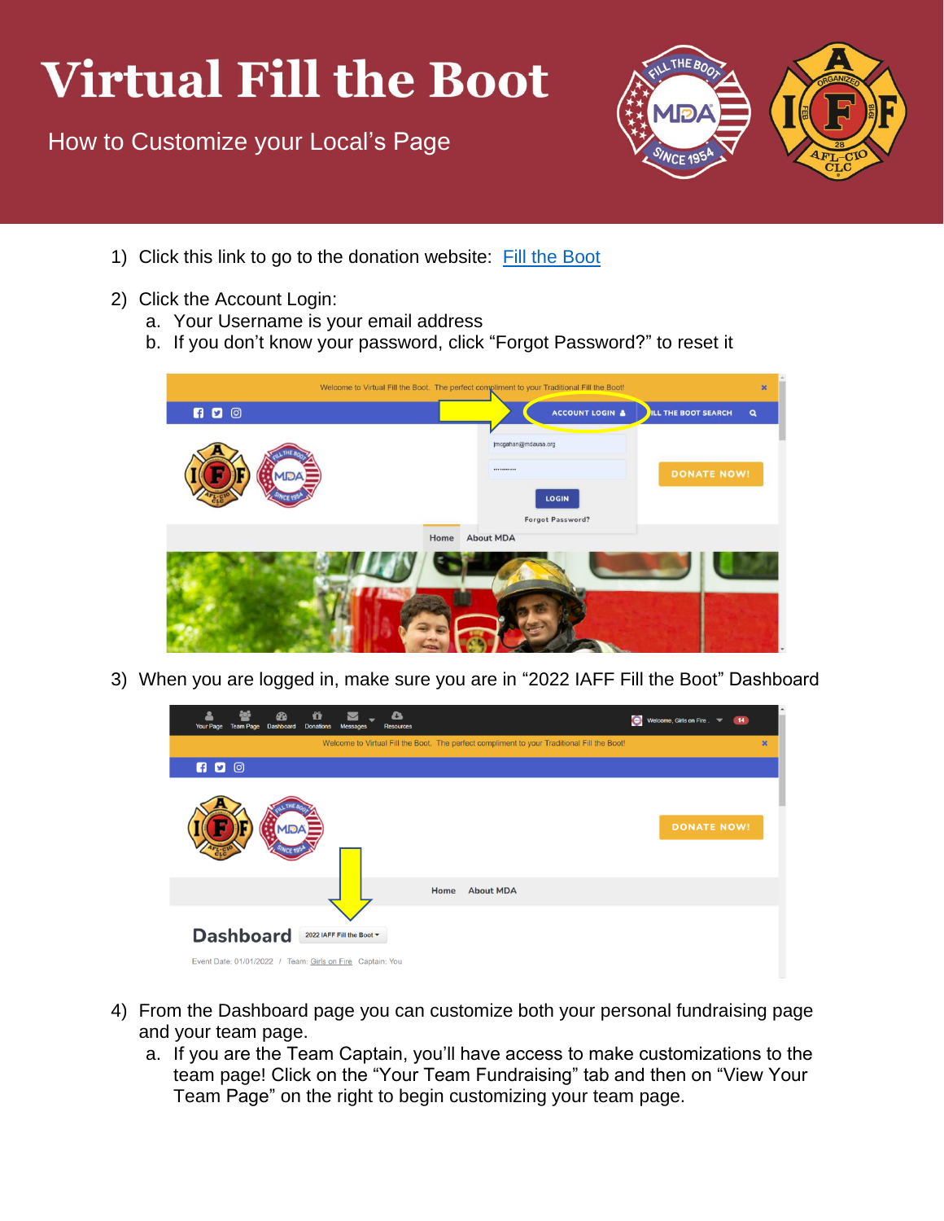# Virtual Fill the Boot

How to Customize your Local's Page

1) Click this link to go to the donation website: [Fill the Boot]

2) Click the Account Login:
   a. Your Username is your email address
   b. If you don't know your password, click "Forgot Password?" to reset it

3) When you are logged in, make sure you are in "2022 IAFF Fill the Boot" Dashboard

4) From the Dashboard page you can customize both your personal fundraising page and your team page.
   a. If you are the Team Captain, you'll have access to make customizations to the team page! Click on the "Your Team Fundraising" tab and then on "View Your Team Page" on the right to begin customizing your team page.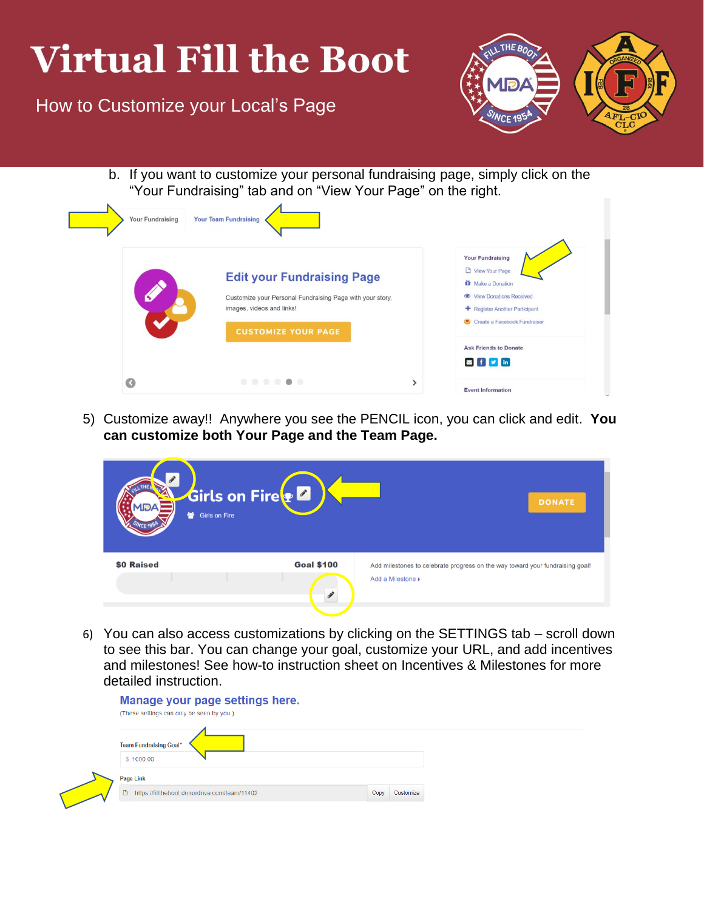# Virtual Fill the Boot

How to Customize your Local's Page

b. If you want to customize your personal fundraising page, simply click on the "Your Fundraising" tab and on "View Your Page" on the right.

Your Fundraising | Your Team Fundraising

**Edit your Fundraising Page**

Customize your Personal Fundraising Page with your story, images, videos and links!

CUSTOMIZE YOUR PAGE

Your Fundraising
- View Your Page
- Make a Donation
- View Donations Received
- Register Another Participant
- Create a Facebook Fundraiser

Ask Friends to Donate

Event Information

5) Customize away!! Anywhere you see the PENCIL icon, you can click and edit. **You can customize both Your Page and the Team Page.**

Girls on Fire

Girls on Fire

DONATE

$0 Raised

Goal $100

Add milestones to celebrate progress on the way toward your fundraising goal!

Add a Milestone ▸

6) You can also access customizations by clicking on the SETTINGS tab – scroll down to see this bar. You can change your goal, customize your URL, and add incentives and milestones! See how-to instruction sheet on Incentives & Milestones for more detailed instruction.

**Manage your page settings here.**

(These settings can only be seen by you.)

Team Fundraising Goal*

$ 1000.00

Page Link

https://filltheboot.donordrive.com/team/11402 Copy Customize